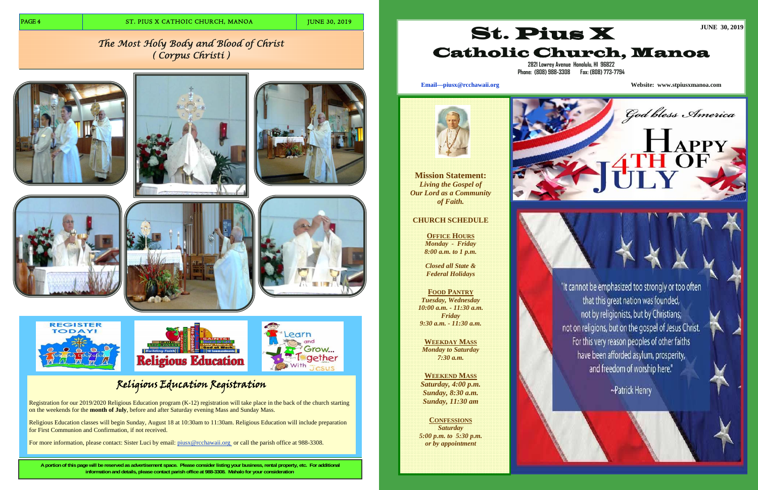# The Most Holy Body and Blood of Christ
## ( Corpus Christi )

## Religious Education Registration

Registration for our 2019/2020 Religious Education program (K-12) registration will take place in the back of the church starting on the weekends for the **month of July**, before and after Saturday evening Mass and Sunday Mass.

Religious Education classes will begin Sunday, August 18 at 10:30am to 11:30am. Religious Education will include preparation for First Communion and Confirmation, if not received.

For more information, please contact: Sister Luci by email: piusx@rcchawaii.org or call the parish office at 988-3308.

**A portion of this page will be reserved as advertisement space. Please consider listing your business, rental property, etc. For additional information and details, please contact parish office at 988-3308. Mahalo for your consideration**

**JUNE 30, 2019**

# St. Pius X Catholic Church, Manoa

2821 Lowrey Avenue Honolulu, HI 96822
Phone: (808) 988-3308 Fax: (808) 773-7794

**Email—piusx@rcchawaii.org**

**Website: www.stpiusxmanoa.com**

**Mission Statement:**
***Living the Gospel of Our Lord as a Community of Faith.***

**CHURCH SCHEDULE**

**OFFICE HOURS**
*Monday - Friday*
*8:00 a.m. to 1 p.m.*

*Closed all State & Federal Holidays*

**FOOD PANTRY**
*Tuesday, Wednesday*
*10:00 a.m. - 11:30 a.m.*
*Friday*
*9:30 a.m. - 11:30 a.m.*

**WEEKDAY MASS**
*Monday to Saturday*
*7:30 a.m.*

**WEEKEND MASS**
*Saturday, 4:00 p.m.*
*Sunday, 8:30 a.m.*
*Sunday, 11:30 am*

**CONFESSIONS**
*Saturday*
*5:00 p.m. to 5:30 p.m.*
*or by appointment*

God bless America

HAPPY 4TH OF JULY

"It cannot be emphasized too strongly or too often that this great nation was founded, not by religionists, but by Christians; not on religions, but on the gospel of Jesus Christ. For this very reason peoples of other faiths have been afforded asylum, prosperity, and freedom of worship here."

~Patrick Henry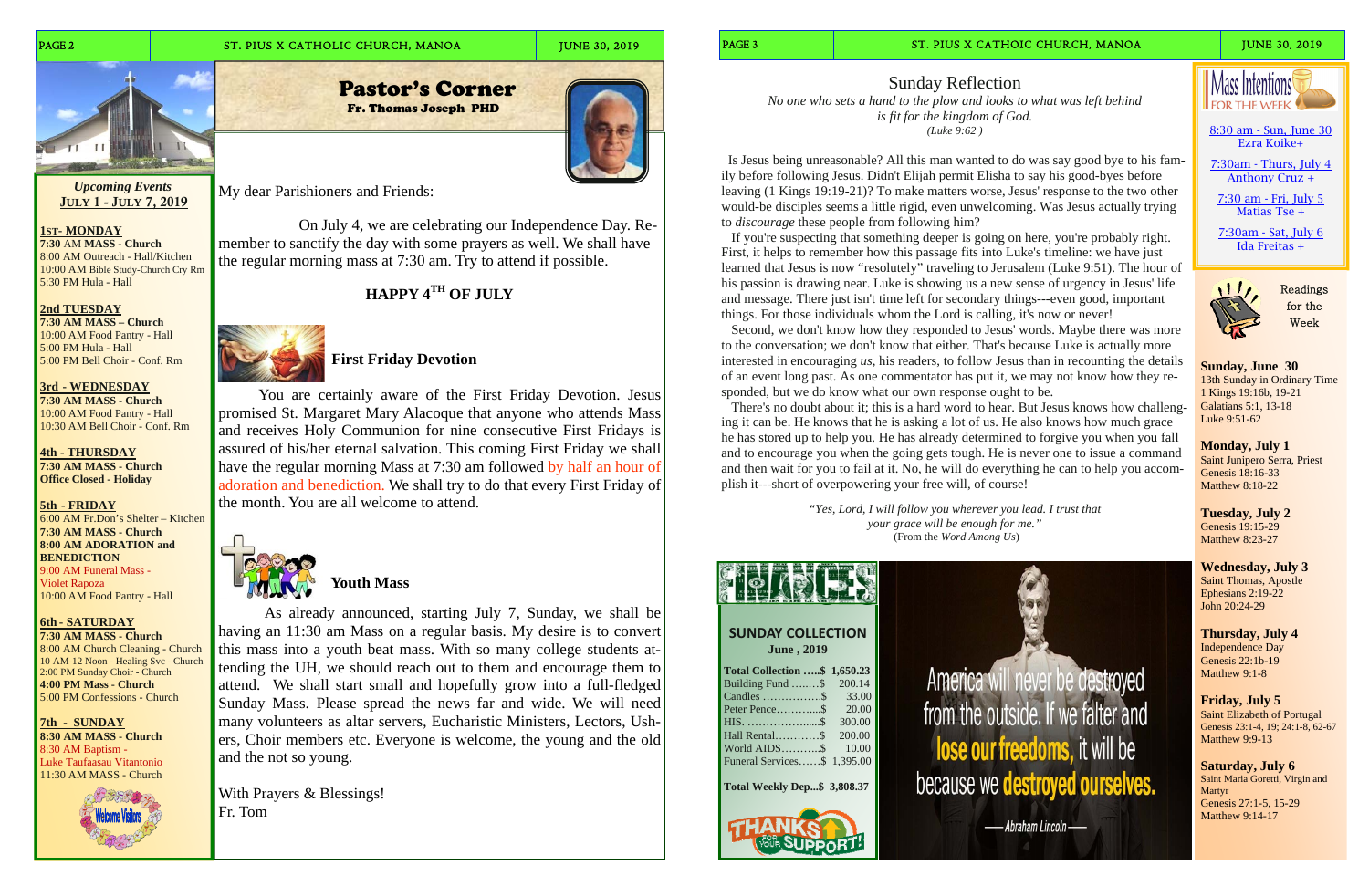*Upcoming Events*
**JULY 1 - JULY 7, 2019**

**1ST- MONDAY**
**7:30 AM MASS - Church**
8:00 AM Outreach - Hall/Kitchen
10:00 AM Bible Study-Church Cry Rm
5:30 PM Hula - Hall

**2nd TUESDAY**
**7:30 AM MASS – Church**
10:00 AM Food Pantry - Hall
5:00 PM Hula - Hall
5:00 PM Bell Choir - Conf. Rm

**3rd - WEDNESDAY**
**7:30 AM MASS - Church**
10:00 AM Food Pantry - Hall
10:30 AM Bell Choir - Conf. Rm

**4th - THURSDAY**
**7:30 AM MASS - Church**
**Office Closed - Holiday**

**5th - FRIDAY**
6:00 AM Fr.Don's Shelter – Kitchen
**7:30 AM MASS - Church**
**8:00 AM ADORATION and BENEDICTION**
9:00 AM Funeral Mass - Violet Rapoza
10:00 AM Food Pantry - Hall

**6th - SATURDAY**
**7:30 AM MASS - Church**
8:00 AM Church Cleaning - Church
10 AM-12 Noon - Healing Svc - Church
2:00 PM Sunday Choir - Church
**4:00 PM Mass - Church**
5:00 PM Confessions - Church

**7th - SUNDAY**
**8:30 AM MASS - Church**
8:30 AM Baptism - Luke Taufaasau Vitantonio
11:30 AM MASS - Church

Welcome Visitors

# Pastor's Corner

**Fr. Thomas Joseph PHD**

My dear Parishioners and Friends:

On July 4, we are celebrating our Independence Day. Remember to sanctify the day with some prayers as well. We shall have the regular morning mass at 7:30 am. Try to attend if possible.

**HAPPY 4TH OF JULY**

## First Friday Devotion

You are certainly aware of the First Friday Devotion. Jesus promised St. Margaret Mary Alacoque that anyone who attends Mass and receives Holy Communion for nine consecutive First Fridays is assured of his/her eternal salvation. This coming First Friday we shall have the regular morning Mass at 7:30 am followed by half an hour of adoration and benediction. We shall try to do that every First Friday of the month. You are all welcome to attend.

## Youth Mass

As already announced, starting July 7, Sunday, we shall be having an 11:30 am Mass on a regular basis. My desire is to convert this mass into a youth beat mass. With so many college students attending the UH, we should reach out to them and encourage them to attend. We shall start small and hopefully grow into a full-fledged Sunday Mass. Please spread the news far and wide. We will need many volunteers as altar servers, Eucharistic Ministers, Lectors, Ushers, Choir members etc. Everyone is welcome, the young and the old and the not so young.

With Prayers & Blessings!
Fr. Tom

## Sunday Reflection

*No one who sets a hand to the plow and looks to what was left behind is fit for the kingdom of God.*
*(Luke 9:62 )*

Is Jesus being unreasonable? All this man wanted to do was say good bye to his family before following Jesus. Didn't Elijah permit Elisha to say his good-byes before leaving (1 Kings 19:19-21)? To make matters worse, Jesus' response to the two other would-be disciples seems a little rigid, even unwelcoming. Was Jesus actually trying to *discourage* these people from following him?

If you're suspecting that something deeper is going on here, you're probably right. First, it helps to remember how this passage fits into Luke's timeline: we have just learned that Jesus is now "resolutely" traveling to Jerusalem (Luke 9:51). The hour of his passion is drawing near. Luke is showing us a new sense of urgency in Jesus' life and message. There just isn't time left for secondary things---even good, important things. For those individuals whom the Lord is calling, it's now or never!

Second, we don't know how they responded to Jesus' words. Maybe there was more to the conversation; we don't know that either. That's because Luke is actually more interested in encouraging *us*, his readers, to follow Jesus than in recounting the details of an event long past. As one commentator has put it, we may not know how they responded, but we do know what our own response ought to be.

There's no doubt about it; this is a hard word to hear. But Jesus knows how challenging it can be. He knows that he is asking a lot of us. He also knows how much grace he has stored up to help you. He has already determined to forgive you when you fall and to encourage you when the going gets tough. He is never one to issue a command and then wait for you to fail at it. No, he will do everything he can to help you accomplish it---short of overpowering your free will, of course!

*"Yes, Lord, I will follow you wherever you lead. I trust that your grace will be enough for me."*
(From the *Word Among Us*)

## Mass Intentions FOR THE WEEK

8:30 am - Sun, June 30
Ezra Koike+

7:30am - Thurs, July 4
Anthony Cruz +

7:30 am - Fri, July 5
Matias Tse +

7:30am - Sat, July 6
Ida Freitas +

## Readings for the Week

**Sunday, June 30**
13th Sunday in Ordinary Time
1 Kings 19:16b, 19-21
Galatians 5:1, 13-18
Luke 9:51-62

**Monday, July 1**
Saint Junipero Serra, Priest
Genesis 18:16-33
Matthew 8:18-22

**Tuesday, July 2**
Genesis 19:15-29
Matthew 8:23-27

**Wednesday, July 3**
Saint Thomas, Apostle
Ephesians 2:19-22
John 20:24-29

**Thursday, July 4**
Independence Day
Genesis 22:1b-19
Matthew 9:1-8

**Friday, July 5**
Saint Elizabeth of Portugal
Genesis 23:1-4, 19; 24:1-8, 62-67
Matthew 9:9-13

**Saturday, July 6**
Saint Maria Goretti, Virgin and Martyr
Genesis 27:1-5, 15-29
Matthew 9:14-17

## FINANCES

**SUNDAY COLLECTION**
**June , 2019**

| | |
|---|---|
| **Total Collection .....$** | **1,650.23** |
| Building Fund ........$ | 200.14 |
| Candles ................$ | 33.00 |
| Peter Pence............$ | 20.00 |
| HIS. .....................$ | 300.00 |
| Hall Rental............$ | 200.00 |
| World AIDS..........$ | 10.00 |
| Funeral Services......$ | 1,395.00 |
| **Total Weekly Dep...$** | **3,808.37** |

THANKS FOR YOUR SUPPORT!

America will never be destroyed from the outside. If we falter and lose our freedoms, it will be because we destroyed ourselves.
— Abraham Lincoln —